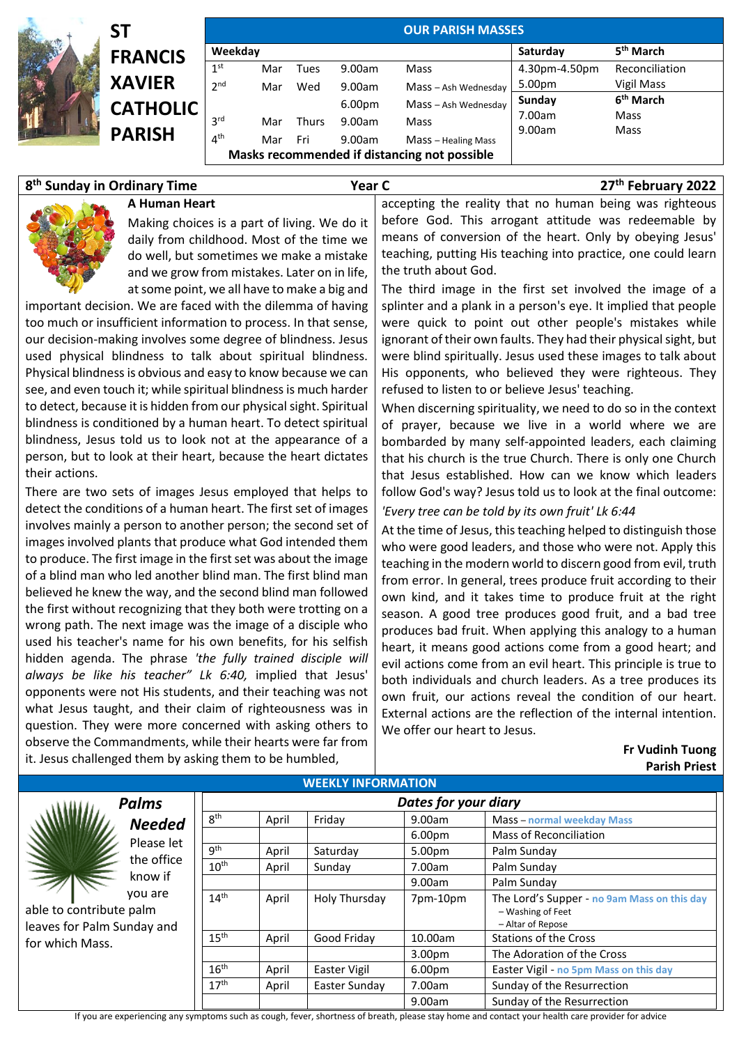# ST FRANCIS XAVIER CATHOLIC PARISH

**OUR PARISH MASSES**

| Weekday | | | | | Saturday | 5th March |
|---|---|---|---|---|---|---|
| 1st | Mar | Tues | 9.00am | Mass | 4.30pm-4.50pm | Reconciliation |
| 2nd | Mar | Wed | 9.00am | Mass – Ash Wednesday | 5.00pm | Vigil Mass |
| | | | 6.00pm | Mass – Ash Wednesday | **Sunday** | **6th March** |
| 3rd | Mar | Thurs | 9.00am | Mass | 7.00am | Mass |
| 4th | Mar | Fri | 9.00am | Mass – Healing Mass | 9.00am | Mass |

**Masks recommended if distancing not possible**

## 8th Sunday in Ordinary Time — Year C — 27th February 2022

### A Human Heart

Making choices is a part of living. We do it daily from childhood. Most of the time we do well, but sometimes we make a mistake and we grow from mistakes. Later on in life, at some point, we all have to make a big and important decision. We are faced with the dilemma of having too much or insufficient information to process. In that sense, our decision-making involves some degree of blindness. Jesus used physical blindness to talk about spiritual blindness. Physical blindness is obvious and easy to know because we can see, and even touch it; while spiritual blindness is much harder to detect, because it is hidden from our physical sight. Spiritual blindness is conditioned by a human heart. To detect spiritual blindness, Jesus told us to look not at the appearance of a person, but to look at their heart, because the heart dictates their actions.

There are two sets of images Jesus employed that helps to detect the conditions of a human heart. The first set of images involves mainly a person to another person; the second set of images involved plants that produce what God intended them to produce. The first image in the first set was about the image of a blind man who led another blind man. The first blind man believed he knew the way, and the second blind man followed the first without recognizing that they both were trotting on a wrong path. The next image was the image of a disciple who used his teacher's name for his own benefits, for his selfish hidden agenda. The phrase *'the fully trained disciple will always be like his teacher" Lk 6:40,* implied that Jesus' opponents were not His students, and their teaching was not what Jesus taught, and their claim of righteousness was in question. They were more concerned with asking others to observe the Commandments, while their hearts were far from it. Jesus challenged them by asking them to be humbled, accepting the reality that no human being was righteous before God. This arrogant attitude was redeemable by means of conversion of the heart. Only by obeying Jesus' teaching, putting His teaching into practice, one could learn the truth about God.

The third image in the first set involved the image of a splinter and a plank in a person's eye. It implied that people were quick to point out other people's mistakes while ignorant of their own faults. They had their physical sight, but were blind spiritually. Jesus used these images to talk about His opponents, who believed they were righteous. They refused to listen to or believe Jesus' teaching.

When discerning spirituality, we need to do so in the context of prayer, because we live in a world where we are bombarded by many self-appointed leaders, each claiming that his church is the true Church. There is only one Church that Jesus established. How can we know which leaders follow God's way? Jesus told us to look at the final outcome:

*'Every tree can be told by its own fruit' Lk 6:44*

At the time of Jesus, this teaching helped to distinguish those who were good leaders, and those who were not. Apply this teaching in the modern world to discern good from evil, truth from error. In general, trees produce fruit according to their own kind, and it takes time to produce fruit at the right season. A good tree produces good fruit, and a bad tree produces bad fruit. When applying this analogy to a human heart, it means good actions come from a good heart; and evil actions come from an evil heart. This principle is true to both individuals and church leaders. As a tree produces its own fruit, our actions reveal the condition of our heart. External actions are the reflection of the internal intention. We offer our heart to Jesus.

**Fr Vudinh Tuong**
**Parish Priest**

## WEEKLY INFORMATION

### *Palms Needed*

Please let the office know if you are able to contribute palm leaves for Palm Sunday and for which Mass.

### *Dates for your diary*

| | | | | |
|---|---|---|---|---|
| 8th | April | Friday | 9.00am | Mass – normal weekday Mass |
| | | | 6.00pm | Mass of Reconciliation |
| 9th | April | Saturday | 5.00pm | Palm Sunday |
| 10th | April | Sunday | 7.00am | Palm Sunday |
| | | | 9.00am | Palm Sunday |
| 14th | April | Holy Thursday | 7pm-10pm | The Lord's Supper - no 9am Mass on this day – Washing of Feet – Altar of Repose |
| 15th | April | Good Friday | 10.00am | Stations of the Cross |
| | | | 3.00pm | The Adoration of the Cross |
| 16th | April | Easter Vigil | 6.00pm | Easter Vigil - no 5pm Mass on this day |
| 17th | April | Easter Sunday | 7.00am | Sunday of the Resurrection |
| | | | 9.00am | Sunday of the Resurrection |

If you are experiencing any symptoms such as cough, fever, shortness of breath, please stay home and contact your health care provider for advice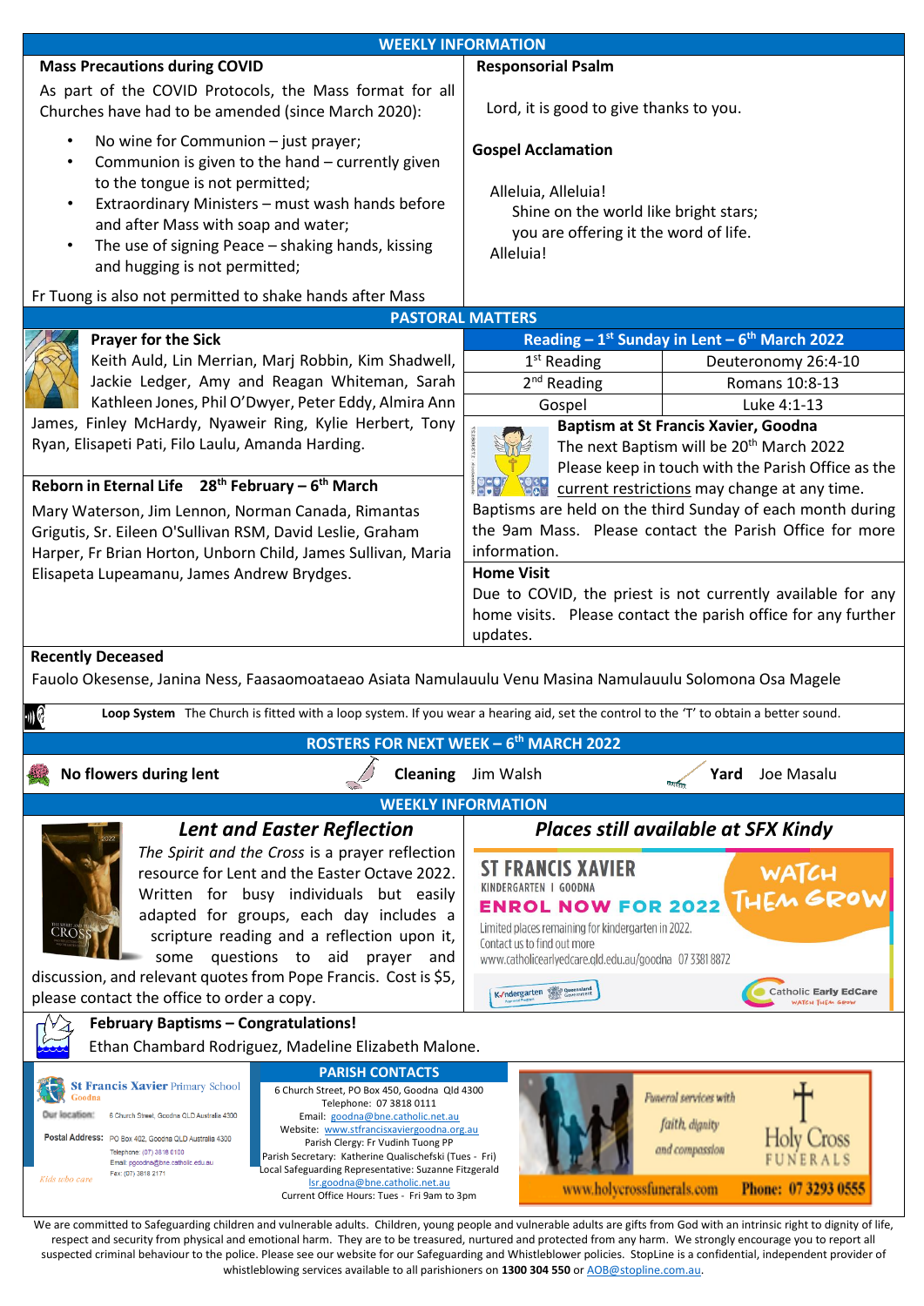## WEEKLY INFORMATION

### Mass Precautions during COVID

As part of the COVID Protocols, the Mass format for all Churches have had to be amended (since March 2020):

- No wine for Communion – just prayer;
- Communion is given to the hand – currently given to the tongue is not permitted;
- Extraordinary Ministers – must wash hands before and after Mass with soap and water;
- The use of signing Peace – shaking hands, kissing and hugging is not permitted;

Fr Tuong is also not permitted to shake hands after Mass

### Responsorial Psalm

Lord, it is good to give thanks to you.

### Gospel Acclamation

Alleluia, Alleluia!
Shine on the world like bright stars;
you are offering it the word of life.
Alleluia!

## PASTORAL MATTERS

### Prayer for the Sick

Keith Auld, Lin Merrian, Marj Robbin, Kim Shadwell, Jackie Ledger, Amy and Reagan Whiteman, Sarah Kathleen Jones, Phil O'Dwyer, Peter Eddy, Almira Ann James, Finley McHardy, Nyaweir Ring, Kylie Herbert, Tony Ryan, Elisapeti Pati, Filo Laulu, Amanda Harding.

### Reborn in Eternal Life 28th February – 6th March

Mary Waterson, Jim Lennon, Norman Canada, Rimantas Grigutis, Sr. Eileen O'Sullivan RSM, David Leslie, Graham Harper, Fr Brian Horton, Unborn Child, James Sullivan, Maria Elisapeta Lupeamanu, James Andrew Brydges.

### Reading – 1st Sunday in Lent – 6th March 2022

| | |
|---|---|
| 1st Reading | Deuteronomy 26:4-10 |
| 2nd Reading | Romans 10:8-13 |
| Gospel | Luke 4:1-13 |

### Baptism at St Francis Xavier, Goodna

The next Baptism will be 20th March 2022
Please keep in touch with the Parish Office as the current restrictions may change at any time.
Baptisms are held on the third Sunday of each month during the 9am Mass. Please contact the Parish Office for more information.

### Home Visit

Due to COVID, the priest is not currently available for any home visits. Please contact the parish office for any further updates.

### Recently Deceased

Fauolo Okesense, Janina Ness, Faasaomoataeao Asiata Namulauulu Venu Masina Namulauulu Solomona Osa Magele

**Loop System** The Church is fitted with a loop system. If you wear a hearing aid, set the control to the 'T' to obtain a better sound.

## ROSTERS FOR NEXT WEEK – 6th MARCH 2022

**No flowers during lent** | **Cleaning** Jim Walsh | **Yard** Joe Masalu

## WEEKLY INFORMATION

### *Lent and Easter Reflection*

*The Spirit and the Cross* is a prayer reflection resource for Lent and the Easter Octave 2022. Written for busy individuals but easily adapted for groups, each day includes a scripture reading and a reflection upon it, some questions to aid prayer and discussion, and relevant quotes from Pope Francis. Cost is $5, please contact the office to order a copy.

### *Places still available at SFX Kindy*

ST FRANCIS XAVIER
KINDERGARTEN | GOODNA
ENROL NOW FOR 2022
WATCH THEM GROW
Limited places remaining for kindergarten in 2022.
Contact us to find out more
www.catholicearlyedcare.qld.edu.au/goodna 07 3381 8872
Kindergarten
Catholic Early EdCare

### February Baptisms – Congratulations!

Ethan Chambard Rodriguez, Madeline Elizabeth Malone.

**St Francis Xavier Primary School**
Goodna
Our location: 6 Church Street, Goodna QLD Australia 4300
Postal Address: PO Box 402, Goodna QLD Australia 4300
Telephone: (07) 3818 6100
Email: pgoodna@bne.catholic.edu.au
Fax: (07) 3818 2171
Kids who care

### PARISH CONTACTS

6 Church Street, PO Box 450, Goodna Qld 4300
Telephone: 07 3818 0111
Email: goodna@bne.catholic.net.au
Website: www.stfrancisxaviergoodna.org.au
Parish Clergy: Fr Vudinh Tuong PP
Parish Secretary: Katherine Qualischefski (Tues - Fri)
Local Safeguarding Representative: Suzanne Fitzgerald
lsr.goodna@bne.catholic.net.au
Current Office Hours: Tues - Fri 9am to 3pm

Funeral services with faith, dignity and compassion
Holy Cross FUNERALS
www.holycrossfunerals.com Phone: 07 3293 0555

We are committed to Safeguarding children and vulnerable adults. Children, young people and vulnerable adults are gifts from God with an intrinsic right to dignity of life, respect and security from physical and emotional harm. They are to be treasured, nurtured and protected from any harm. We strongly encourage you to report all suspected criminal behaviour to the police. Please see our website for our Safeguarding and Whistleblower policies. StopLine is a confidential, independent provider of whistleblowing services available to all parishioners on **1300 304 550** or AOB@stopline.com.au.